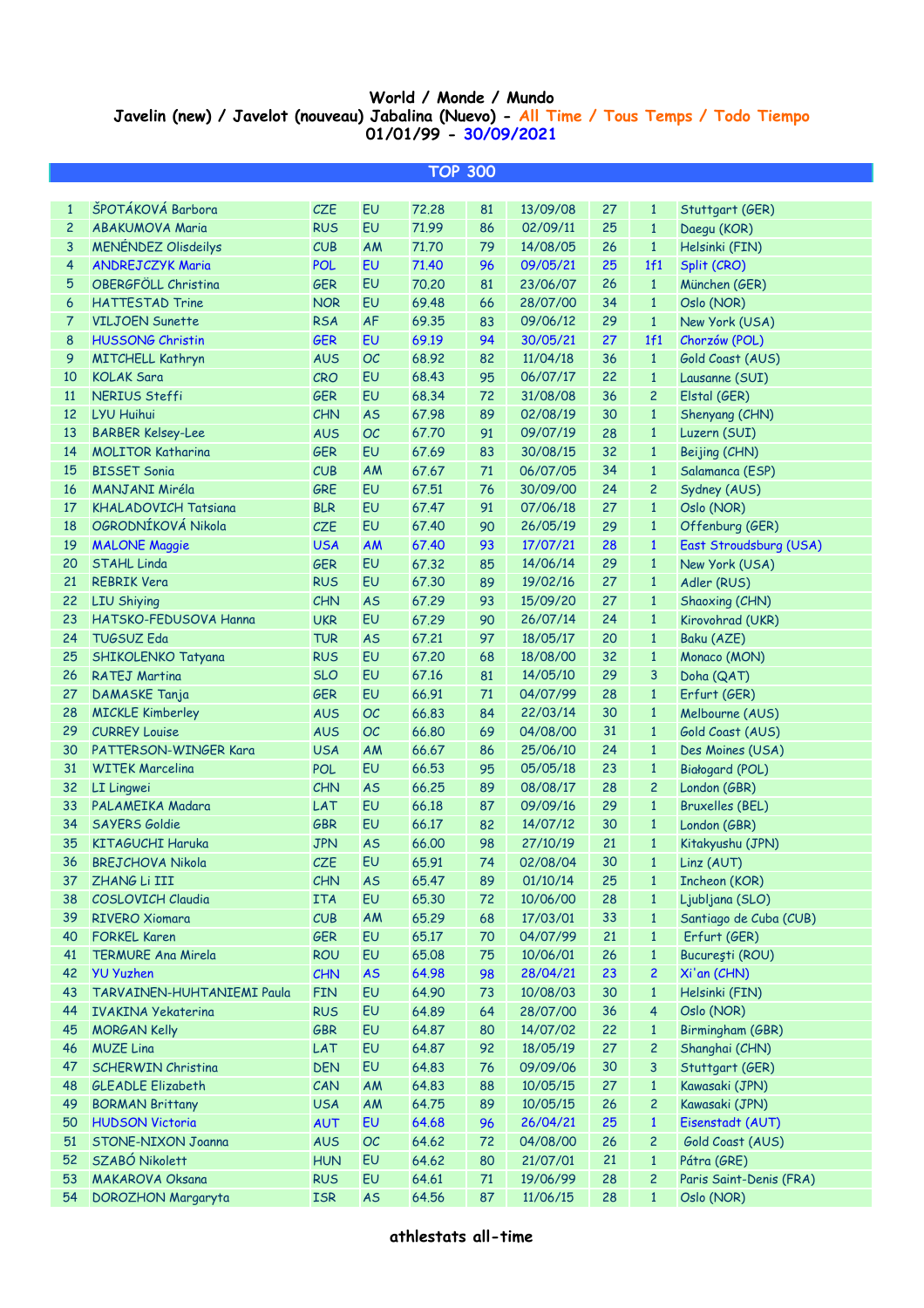# World / Monde / Mundo

## Javelin (new) / Javelot (nouveau) Jabalina (Nuevo) - All Time / Tous Temps / Todo Tiempo

### 01/01/99 - 30/09/2021

**TOP 300**

| | | | | | | | | | |
|---|---|---|---|---|---|---|---|---|---|
| 1 | ŠPOTÁKOVÁ Barbora | CZE | EU | 72.28 | 81 | 13/09/08 | 27 | 1 | Stuttgart (GER) |
| 2 | ABAKUMOVA Maria | RUS | EU | 71.99 | 86 | 02/09/11 | 25 | 1 | Daegu (KOR) |
| 3 | MENÉNDEZ Olisdeilys | CUB | AM | 71.70 | 79 | 14/08/05 | 26 | 1 | Helsinki (FIN) |
| 4 | ANDREJCZYK Maria | POL | EU | 71.40 | 96 | 09/05/21 | 25 | 1f1 | Split (CRO) |
| 5 | OBERGFÖLL Christina | GER | EU | 70.20 | 81 | 23/06/07 | 26 | 1 | München (GER) |
| 6 | HATTESTAD Trine | NOR | EU | 69.48 | 66 | 28/07/00 | 34 | 1 | Oslo (NOR) |
| 7 | VILJOEN Sunette | RSA | AF | 69.35 | 83 | 09/06/12 | 29 | 1 | New York (USA) |
| 8 | HUSSONG Christin | GER | EU | 69.19 | 94 | 30/05/21 | 27 | 1f1 | Chorzów (POL) |
| 9 | MITCHELL Kathryn | AUS | OC | 68.92 | 82 | 11/04/18 | 36 | 1 | Gold Coast (AUS) |
| 10 | KOLAK Sara | CRO | EU | 68.43 | 95 | 06/07/17 | 22 | 1 | Lausanne (SUI) |
| 11 | NERIUS Steffi | GER | EU | 68.34 | 72 | 31/08/08 | 36 | 2 | Elstal (GER) |
| 12 | LYU Huihui | CHN | AS | 67.98 | 89 | 02/08/19 | 30 | 1 | Shenyang (CHN) |
| 13 | BARBER Kelsey-Lee | AUS | OC | 67.70 | 91 | 09/07/19 | 28 | 1 | Luzern (SUI) |
| 14 | MOLITOR Katharina | GER | EU | 67.69 | 83 | 30/08/15 | 32 | 1 | Beijing (CHN) |
| 15 | BISSET Sonia | CUB | AM | 67.67 | 71 | 06/07/05 | 34 | 1 | Salamanca (ESP) |
| 16 | MANJANI Miréla | GRE | EU | 67.51 | 76 | 30/09/00 | 24 | 2 | Sydney (AUS) |
| 17 | KHALADOVICH Tatsiana | BLR | EU | 67.47 | 91 | 07/06/18 | 27 | 1 | Oslo (NOR) |
| 18 | OGRODNÍKOVÁ Nikola | CZE | EU | 67.40 | 90 | 26/05/19 | 29 | 1 | Offenburg (GER) |
| 19 | MALONE Maggie | USA | AM | 67.40 | 93 | 17/07/21 | 28 | 1 | East Stroudsburg (USA) |
| 20 | STAHL Linda | GER | EU | 67.32 | 85 | 14/06/14 | 29 | 1 | New York (USA) |
| 21 | REBRIK Vera | RUS | EU | 67.30 | 89 | 19/02/16 | 27 | 1 | Adler (RUS) |
| 22 | LIU Shiying | CHN | AS | 67.29 | 93 | 15/09/20 | 27 | 1 | Shaoxing (CHN) |
| 23 | HATSKO-FEDUSOVA Hanna | UKR | EU | 67.29 | 90 | 26/07/14 | 24 | 1 | Kirovohrad (UKR) |
| 24 | TUGSUZ Eda | TUR | AS | 67.21 | 97 | 18/05/17 | 20 | 1 | Baku (AZE) |
| 25 | SHIKOLENKO Tatyana | RUS | EU | 67.20 | 68 | 18/08/00 | 32 | 1 | Monaco (MON) |
| 26 | RATEJ Martina | SLO | EU | 67.16 | 81 | 14/05/10 | 29 | 3 | Doha (QAT) |
| 27 | DAMASKE Tanja | GER | EU | 66.91 | 71 | 04/07/99 | 28 | 1 | Erfurt (GER) |
| 28 | MICKLE Kimberley | AUS | OC | 66.83 | 84 | 22/03/14 | 30 | 1 | Melbourne (AUS) |
| 29 | CURREY Louise | AUS | OC | 66.80 | 69 | 04/08/00 | 31 | 1 | Gold Coast (AUS) |
| 30 | PATTERSON-WINGER Kara | USA | AM | 66.67 | 86 | 25/06/10 | 24 | 1 | Des Moines (USA) |
| 31 | WITEK Marcelina | POL | EU | 66.53 | 95 | 05/05/18 | 23 | 1 | Białogard (POL) |
| 32 | LI Lingwei | CHN | AS | 66.25 | 89 | 08/08/17 | 28 | 2 | London (GBR) |
| 33 | PALAMEIKA Madara | LAT | EU | 66.18 | 87 | 09/09/16 | 29 | 1 | Bruxelles (BEL) |
| 34 | SAYERS Goldie | GBR | EU | 66.17 | 82 | 14/07/12 | 30 | 1 | London (GBR) |
| 35 | KITAGUCHI Haruka | JPN | AS | 66.00 | 98 | 27/10/19 | 21 | 1 | Kitakyushu (JPN) |
| 36 | BREJCHOVA Nikola | CZE | EU | 65.91 | 74 | 02/08/04 | 30 | 1 | Linz (AUT) |
| 37 | ZHANG Li III | CHN | AS | 65.47 | 89 | 01/10/14 | 25 | 1 | Incheon (KOR) |
| 38 | COSLOVICH Claudia | ITA | EU | 65.30 | 72 | 10/06/00 | 28 | 1 | Ljubljana (SLO) |
| 39 | RIVERO Xiomara | CUB | AM | 65.29 | 68 | 17/03/01 | 33 | 1 | Santiago de Cuba (CUB) |
| 40 | FORKEL Karen | GER | EU | 65.17 | 70 | 04/07/99 | 21 | 1 | Erfurt (GER) |
| 41 | TERMURE Ana Mirela | ROU | EU | 65.08 | 75 | 10/06/01 | 26 | 1 | București (ROU) |
| 42 | YU Yuzhen | CHN | AS | 64.98 | 98 | 28/04/21 | 23 | 2 | Xi'an (CHN) |
| 43 | TARVAINEN-HUHTANIEMI Paula | FIN | EU | 64.90 | 73 | 10/08/03 | 30 | 1 | Helsinki (FIN) |
| 44 | IVAKINA Yekaterina | RUS | EU | 64.89 | 64 | 28/07/00 | 36 | 4 | Oslo (NOR) |
| 45 | MORGAN Kelly | GBR | EU | 64.87 | 80 | 14/07/02 | 22 | 1 | Birmingham (GBR) |
| 46 | MUZE Lina | LAT | EU | 64.87 | 92 | 18/05/19 | 27 | 2 | Shanghai (CHN) |
| 47 | SCHERWIN Christina | DEN | EU | 64.83 | 76 | 09/09/06 | 30 | 3 | Stuttgart (GER) |
| 48 | GLEADLE Elizabeth | CAN | AM | 64.83 | 88 | 10/05/15 | 27 | 1 | Kawasaki (JPN) |
| 49 | BORMAN Brittany | USA | AM | 64.75 | 89 | 10/05/15 | 26 | 2 | Kawasaki (JPN) |
| 50 | HUDSON Victoria | AUT | EU | 64.68 | 96 | 26/04/21 | 25 | 1 | Eisenstadt (AUT) |
| 51 | STONE-NIXON Joanna | AUS | OC | 64.62 | 72 | 04/08/00 | 26 | 2 | Gold Coast (AUS) |
| 52 | SZABÓ Nikolett | HUN | EU | 64.62 | 80 | 21/07/01 | 21 | 1 | Pátra (GRE) |
| 53 | MAKAROVA Oksana | RUS | EU | 64.61 | 71 | 19/06/99 | 28 | 2 | Paris Saint-Denis (FRA) |
| 54 | DOROZHON Margaryta | ISR | AS | 64.56 | 87 | 11/06/15 | 28 | 1 | Oslo (NOR) |

athlestats all-time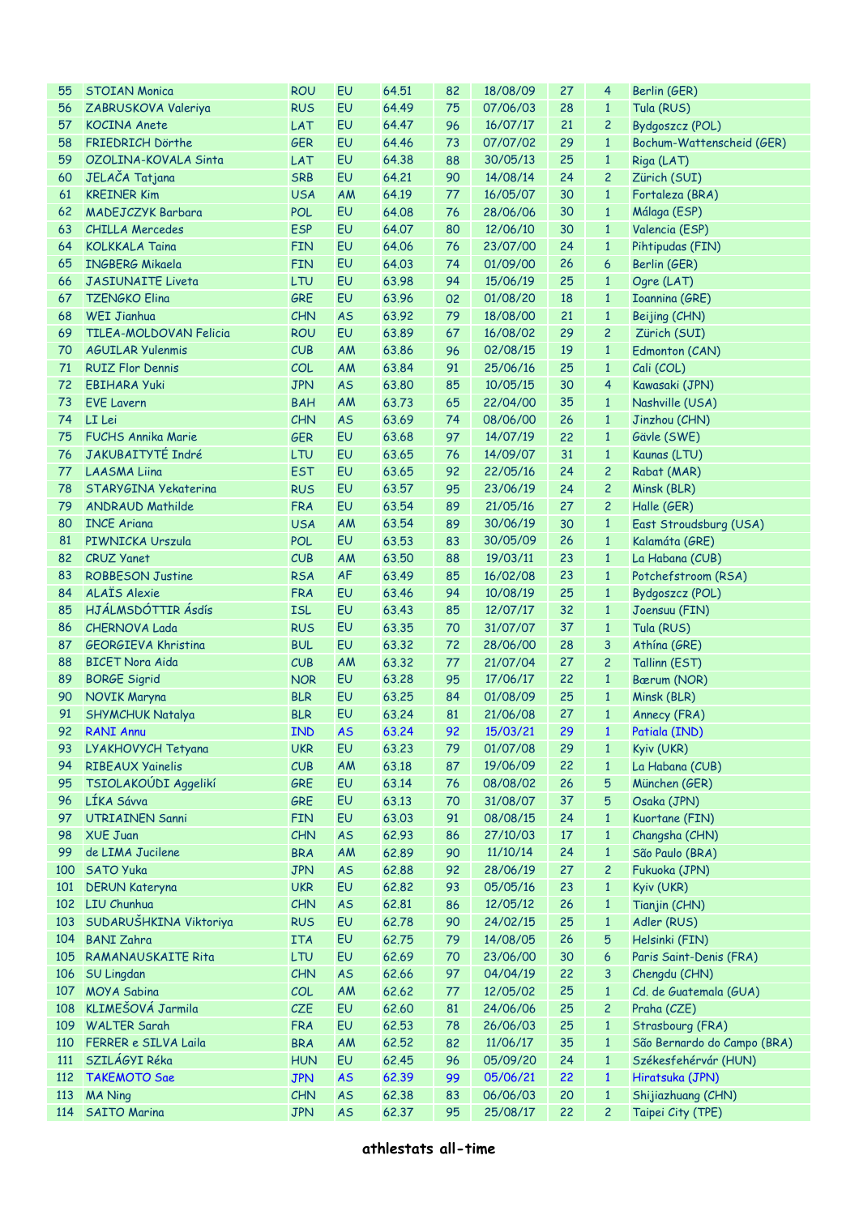| | | | | | | | | | |
|---|---|---|---|---|---|---|---|---|---|
| 55 | STOIAN Monica | ROU | EU | 64.51 | 82 | 18/08/09 | 27 | 4 | Berlin (GER) |
| 56 | ZABRUSKOVA Valeriya | RUS | EU | 64.49 | 75 | 07/06/03 | 28 | 1 | Tula (RUS) |
| 57 | KOCINA Anete | LAT | EU | 64.47 | 96 | 16/07/17 | 21 | 2 | Bydgoszcz (POL) |
| 58 | FRIEDRICH Dörthe | GER | EU | 64.46 | 73 | 07/07/02 | 29 | 1 | Bochum-Wattenscheid (GER) |
| 59 | OZOLINA-KOVALA Sinta | LAT | EU | 64.38 | 88 | 30/05/13 | 25 | 1 | Riga (LAT) |
| 60 | JELAČA Tatjana | SRB | EU | 64.21 | 90 | 14/08/14 | 24 | 2 | Zürich (SUI) |
| 61 | KREINER Kim | USA | AM | 64.19 | 77 | 16/05/07 | 30 | 1 | Fortaleza (BRA) |
| 62 | MADEJCZYK Barbara | POL | EU | 64.08 | 76 | 28/06/06 | 30 | 1 | Málaga (ESP) |
| 63 | CHILLA Mercedes | ESP | EU | 64.07 | 80 | 12/06/10 | 30 | 1 | Valencia (ESP) |
| 64 | KOLKKALA Taina | FIN | EU | 64.06 | 76 | 23/07/00 | 24 | 1 | Pihtipudas (FIN) |
| 65 | INGBERG Mikaela | FIN | EU | 64.03 | 74 | 01/09/00 | 26 | 6 | Berlin (GER) |
| 66 | JASIUNAITE Liveta | LTU | EU | 63.98 | 94 | 15/06/19 | 25 | 1 | Ogre (LAT) |
| 67 | TZENGKO Elina | GRE | EU | 63.96 | 02 | 01/08/20 | 18 | 1 | Ioannina (GRE) |
| 68 | WEI Jianhua | CHN | AS | 63.92 | 79 | 18/08/00 | 21 | 1 | Beijing (CHN) |
| 69 | TILEA-MOLDOVAN Felicia | ROU | EU | 63.89 | 67 | 16/08/02 | 29 | 2 | Zürich (SUI) |
| 70 | AGUILAR Yulenmis | CUB | AM | 63.86 | 96 | 02/08/15 | 19 | 1 | Edmonton (CAN) |
| 71 | RUIZ Flor Dennis | COL | AM | 63.84 | 91 | 25/06/16 | 25 | 1 | Cali (COL) |
| 72 | EBIHARA Yuki | JPN | AS | 63.80 | 85 | 10/05/15 | 30 | 4 | Kawasaki (JPN) |
| 73 | EVE Lavern | BAH | AM | 63.73 | 65 | 22/04/00 | 35 | 1 | Nashville (USA) |
| 74 | LI Lei | CHN | AS | 63.69 | 74 | 08/06/00 | 26 | 1 | Jinzhou (CHN) |
| 75 | FUCHS Annika Marie | GER | EU | 63.68 | 97 | 14/07/19 | 22 | 1 | Gävle (SWE) |
| 76 | JAKUBAITYTÉ Indré | LTU | EU | 63.65 | 76 | 14/09/07 | 31 | 1 | Kaunas (LTU) |
| 77 | LAASMA Liina | EST | EU | 63.65 | 92 | 22/05/16 | 24 | 2 | Rabat (MAR) |
| 78 | STARYGINA Yekaterina | RUS | EU | 63.57 | 95 | 23/06/19 | 24 | 2 | Minsk (BLR) |
| 79 | ANDRAUD Mathilde | FRA | EU | 63.54 | 89 | 21/05/16 | 27 | 2 | Halle (GER) |
| 80 | INCE Ariana | USA | AM | 63.54 | 89 | 30/06/19 | 30 | 1 | East Stroudsburg (USA) |
| 81 | PIWNICKA Urszula | POL | EU | 63.53 | 83 | 30/05/09 | 26 | 1 | Kalamáta (GRE) |
| 82 | CRUZ Yanet | CUB | AM | 63.50 | 88 | 19/03/11 | 23 | 1 | La Habana (CUB) |
| 83 | ROBBESON Justine | RSA | AF | 63.49 | 85 | 16/02/08 | 23 | 1 | Potchefstroom (RSA) |
| 84 | ALAÏS Alexie | FRA | EU | 63.46 | 94 | 10/08/19 | 25 | 1 | Bydgoszcz (POL) |
| 85 | HJÁLMSDÓTTIR Ásdís | ISL | EU | 63.43 | 85 | 12/07/17 | 32 | 1 | Joensuu (FIN) |
| 86 | CHERNOVA Lada | RUS | EU | 63.35 | 70 | 31/07/07 | 37 | 1 | Tula (RUS) |
| 87 | GEORGIEVA Khristina | BUL | EU | 63.32 | 72 | 28/06/00 | 28 | 3 | Athína (GRE) |
| 88 | BICET Nora Aida | CUB | AM | 63.32 | 77 | 21/07/04 | 27 | 2 | Tallinn (EST) |
| 89 | BORGE Sigrid | NOR | EU | 63.28 | 95 | 17/06/17 | 22 | 1 | Bærum (NOR) |
| 90 | NOVIK Maryna | BLR | EU | 63.25 | 84 | 01/08/09 | 25 | 1 | Minsk (BLR) |
| 91 | SHYMCHUK Natalya | BLR | EU | 63.24 | 81 | 21/06/08 | 27 | 1 | Annecy (FRA) |
| 92 | RANI Annu | IND | AS | 63.24 | 92 | 15/03/21 | 29 | 1 | Patiala (IND) |
| 93 | LYAKHOVYCH Tetyana | UKR | EU | 63.23 | 79 | 01/07/08 | 29 | 1 | Kyiv (UKR) |
| 94 | RIBEAUX Yainelis | CUB | AM | 63.18 | 87 | 19/06/09 | 22 | 1 | La Habana (CUB) |
| 95 | TSIOLAKOÚDI Aggelikí | GRE | EU | 63.14 | 76 | 08/08/02 | 26 | 5 | München (GER) |
| 96 | LÍKA Sávva | GRE | EU | 63.13 | 70 | 31/08/07 | 37 | 5 | Osaka (JPN) |
| 97 | UTRIAINEN Sanni | FIN | EU | 63.03 | 91 | 08/08/15 | 24 | 1 | Kuortane (FIN) |
| 98 | XUE Juan | CHN | AS | 62.93 | 86 | 27/10/03 | 17 | 1 | Changsha (CHN) |
| 99 | de LIMA Jucilene | BRA | AM | 62.89 | 90 | 11/10/14 | 24 | 1 | São Paulo (BRA) |
| 100 | SATO Yuka | JPN | AS | 62.88 | 92 | 28/06/19 | 27 | 2 | Fukuoka (JPN) |
| 101 | DERUN Kateryna | UKR | EU | 62.82 | 93 | 05/05/16 | 23 | 1 | Kyiv (UKR) |
| 102 | LIU Chunhua | CHN | AS | 62.81 | 86 | 12/05/12 | 26 | 1 | Tianjin (CHN) |
| 103 | SUDARUŠHKINA Viktoriya | RUS | EU | 62.78 | 90 | 24/02/15 | 25 | 1 | Adler (RUS) |
| 104 | BANI Zahra | ITA | EU | 62.75 | 79 | 14/08/05 | 26 | 5 | Helsinki (FIN) |
| 105 | RAMANAUSKAITE Rita | LTU | EU | 62.69 | 70 | 23/06/00 | 30 | 6 | Paris Saint-Denis (FRA) |
| 106 | SU Lingdan | CHN | AS | 62.66 | 97 | 04/04/19 | 22 | 3 | Chengdu (CHN) |
| 107 | MOYA Sabina | COL | AM | 62.62 | 77 | 12/05/02 | 25 | 1 | Cd. de Guatemala (GUA) |
| 108 | KLIMEŠOVÁ Jarmila | CZE | EU | 62.60 | 81 | 24/06/06 | 25 | 2 | Praha (CZE) |
| 109 | WALTER Sarah | FRA | EU | 62.53 | 78 | 26/06/03 | 25 | 1 | Strasbourg (FRA) |
| 110 | FERRER e SILVA Laila | BRA | AM | 62.52 | 82 | 11/06/17 | 35 | 1 | São Bernardo do Campo (BRA) |
| 111 | SZILÁGYI Réka | HUN | EU | 62.45 | 96 | 05/09/20 | 24 | 1 | Székesfehérvár (HUN) |
| 112 | TAKEMOTO Sae | JPN | AS | 62.39 | 99 | 05/06/21 | 22 | 1 | Hiratsuka (JPN) |
| 113 | MA Ning | CHN | AS | 62.38 | 83 | 06/06/03 | 20 | 1 | Shijiazhuang (CHN) |
| 114 | SAITO Marina | JPN | AS | 62.37 | 95 | 25/08/17 | 22 | 2 | Taipei City (TPE) |

**athlestats all-time**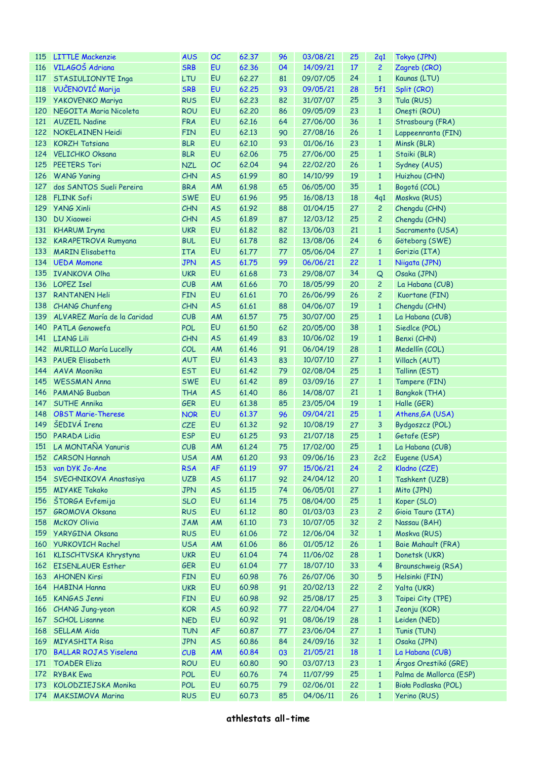| 115 | LITTLE Mackenzie | AUS | OC | 62.37 | 96 | 03/08/21 | 25 | 2q1 | Tokyo (JPN) |
|---|---|---|---|---|---|---|---|---|---|
| 116 | VILAGOŠ Adriana | SRB | EU | 62.36 | 04 | 14/09/21 | 17 | 2 | Zagreb (CRO) |
| 117 | STASIULIONYTE Inga | LTU | EU | 62.27 | 81 | 09/07/05 | 24 | 1 | Kaunas (LTU) |
| 118 | VUČENOVIĆ Marija | SRB | EU | 62.25 | 93 | 09/05/21 | 28 | 5f1 | Split (CRO) |
| 119 | YAKOVENKO Mariya | RUS | EU | 62.23 | 82 | 31/07/07 | 25 | 3 | Tula (RUS) |
| 120 | NEGOITA Maria Nicoleta | ROU | EU | 62.20 | 86 | 09/05/09 | 23 | 1 | Onești (ROU) |
| 121 | AUZEIL Nadine | FRA | EU | 62.16 | 64 | 27/06/00 | 36 | 1 | Strasbourg (FRA) |
| 122 | NOKELAINEN Heidi | FIN | EU | 62.13 | 90 | 27/08/16 | 26 | 1 | Lappeenranta (FIN) |
| 123 | KORZH Tatsiana | BLR | EU | 62.10 | 93 | 01/06/16 | 23 | 1 | Minsk (BLR) |
| 124 | VELICHKO Oksana | BLR | EU | 62.06 | 75 | 27/06/00 | 25 | 1 | Staiki (BLR) |
| 125 | PEETERS Tori | NZL | OC | 62.04 | 94 | 22/02/20 | 26 | 1 | Sydney (AUS) |
| 126 | WANG Yaning | CHN | AS | 61.99 | 80 | 14/10/99 | 19 | 1 | Huizhou (CHN) |
| 127 | dos SANTOS Sueli Pereira | BRA | AM | 61.98 | 65 | 06/05/00 | 35 | 1 | Bogotá (COL) |
| 128 | FLINK Sofi | SWE | EU | 61.96 | 95 | 16/08/13 | 18 | 4q1 | Moskva (RUS) |
| 129 | YANG Xinli | CHN | AS | 61.92 | 88 | 01/04/15 | 27 | 2 | Chengdu (CHN) |
| 130 | DU Xiaowei | CHN | AS | 61.89 | 87 | 12/03/12 | 25 | 2 | Chengdu (CHN) |
| 131 | KHARUM Iryna | UKR | EU | 61.82 | 82 | 13/06/03 | 21 | 1 | Sacramento (USA) |
| 132 | KARAPETROVA Rumyana | BUL | EU | 61.78 | 82 | 13/08/06 | 24 | 6 | Göteborg (SWE) |
| 133 | MARIN Elisabetta | ITA | EU | 61.77 | 77 | 05/06/04 | 27 | 1 | Gorizia (ITA) |
| 134 | UEDA Momone | JPN | AS | 61.75 | 99 | 06/06/21 | 22 | 1 | Niigata (JPN) |
| 135 | IVANKOVA Olha | UKR | EU | 61.68 | 73 | 29/08/07 | 34 | Q | Osaka (JPN) |
| 136 | LOPEZ Isel | CUB | AM | 61.66 | 70 | 18/05/99 | 20 | 2 | La Habana (CUB) |
| 137 | RANTANEN Heli | FIN | EU | 61.61 | 70 | 26/06/99 | 26 | 2 | Kuortane (FIN) |
| 138 | CHANG Chunfeng | CHN | AS | 61.61 | 88 | 04/06/07 | 19 | 1 | Chengdu (CHN) |
| 139 | ALVAREZ María de la Caridad | CUB | AM | 61.57 | 75 | 30/07/00 | 25 | 1 | La Habana (CUB) |
| 140 | PATLA Genowefa | POL | EU | 61.50 | 62 | 20/05/00 | 38 | 1 | Siedlce (POL) |
| 141 | LIANG Lili | CHN | AS | 61.49 | 83 | 10/06/02 | 19 | 1 | Benxi (CHN) |
| 142 | MURILLO María Lucelly | COL | AM | 61.46 | 91 | 06/04/19 | 28 | 1 | Medellín (COL) |
| 143 | PAUER Elisabeth | AUT | EU | 61.43 | 83 | 10/07/10 | 27 | 1 | Villach (AUT) |
| 144 | AAVA Moonika | EST | EU | 61.42 | 79 | 02/08/04 | 25 | 1 | Tallinn (EST) |
| 145 | WESSMAN Anna | SWE | EU | 61.42 | 89 | 03/09/16 | 27 | 1 | Tampere (FIN) |
| 146 | PAMANG Buaban | THA | AS | 61.40 | 86 | 14/08/07 | 21 | 1 | Bangkok (THA) |
| 147 | SUTHE Annika | GER | EU | 61.38 | 85 | 23/05/04 | 19 | 1 | Halle (GER) |
| 148 | OBST Marie-Therese | NOR | EU | 61.37 | 96 | 09/04/21 | 25 | 1 | Athens,GA (USA) |
| 149 | ŠEDIVÁ Irena | CZE | EU | 61.32 | 92 | 10/08/19 | 27 | 3 | Bydgoszcz (POL) |
| 150 | PARADA Lidia | ESP | EU | 61.25 | 93 | 21/07/18 | 25 | 1 | Getafe (ESP) |
| 151 | LA MONTAÑA Yanuris | CUB | AM | 61.24 | 75 | 17/02/00 | 25 | 1 | La Habana (CUB) |
| 152 | CARSON Hannah | USA | AM | 61.20 | 93 | 09/06/16 | 23 | 2c2 | Eugene (USA) |
| 153 | van DYK Jo-Ane | RSA | AF | 61.19 | 97 | 15/06/21 | 24 | 2 | Kladno (CZE) |
| 154 | SVECHNIKOVA Anastasiya | UZB | AS | 61.17 | 92 | 24/04/12 | 20 | 1 | Tashkent (UZB) |
| 155 | MIYAKE Takako | JPN | AS | 61.15 | 74 | 06/05/01 | 27 | 1 | Mito (JPN) |
| 156 | ŠTORGA Evfemija | SLO | EU | 61.14 | 75 | 08/04/00 | 25 | 1 | Koper (SLO) |
| 157 | GROMOVA Oksana | RUS | EU | 61.12 | 80 | 01/03/03 | 23 | 2 | Gioia Tauro (ITA) |
| 158 | McKOY Olivia | JAM | AM | 61.10 | 73 | 10/07/05 | 32 | 2 | Nassau (BAH) |
| 159 | YARYGINA Oksana | RUS | EU | 61.06 | 72 | 12/06/04 | 32 | 1 | Moskva (RUS) |
| 160 | YURKOVICH Rachel | USA | AM | 61.06 | 86 | 01/05/12 | 26 | 1 | Baie Mahault (FRA) |
| 161 | KLISCHTVSKA Khrystyna | UKR | EU | 61.04 | 74 | 11/06/02 | 28 | 1 | Donetsk (UKR) |
| 162 | EISENLAUER Esther | GER | EU | 61.04 | 77 | 18/07/10 | 33 | 4 | Braunschweig (RSA) |
| 163 | AHONEN Kirsi | FIN | EU | 60.98 | 76 | 26/07/06 | 30 | 5 | Helsinki (FIN) |
| 164 | HABINA Hanna | UKR | EU | 60.98 | 91 | 20/02/13 | 22 | 2 | Yalta (UKR) |
| 165 | KANGAS Jenni | FIN | EU | 60.98 | 92 | 25/08/17 | 25 | 3 | Taipei City (TPE) |
| 166 | CHANG Jung-yeon | KOR | AS | 60.92 | 77 | 22/04/04 | 27 | 1 | Jeonju (KOR) |
| 167 | SCHOL Lisanne | NED | EU | 60.92 | 91 | 08/06/19 | 28 | 1 | Leiden (NED) |
| 168 | SELLAM Aïda | TUN | AF | 60.87 | 77 | 23/06/04 | 27 | 1 | Tunis (TUN) |
| 169 | MIYASHITA Risa | JPN | AS | 60.86 | 84 | 24/09/16 | 32 | 1 | Osaka (JPN) |
| 170 | BALLAR ROJAS Yiselena | CUB | AM | 60.84 | 03 | 21/05/21 | 18 | 1 | La Habana (CUB) |
| 171 | TOADER Eliza | ROU | EU | 60.80 | 90 | 03/07/13 | 23 | 1 | Árgos Orestikó (GRE) |
| 172 | RYBAK Ewa | POL | EU | 60.76 | 74 | 11/07/99 | 25 | 1 | Palma de Mallorca (ESP) |
| 173 | KOLODZIEJSKA Monika | POL | EU | 60.75 | 79 | 02/06/01 | 22 | 1 | Biała Podlaska (POL) |
| 174 | MAKSIMOVA Marina | RUS | EU | 60.73 | 85 | 04/06/11 | 26 | 1 | Yerino (RUS) |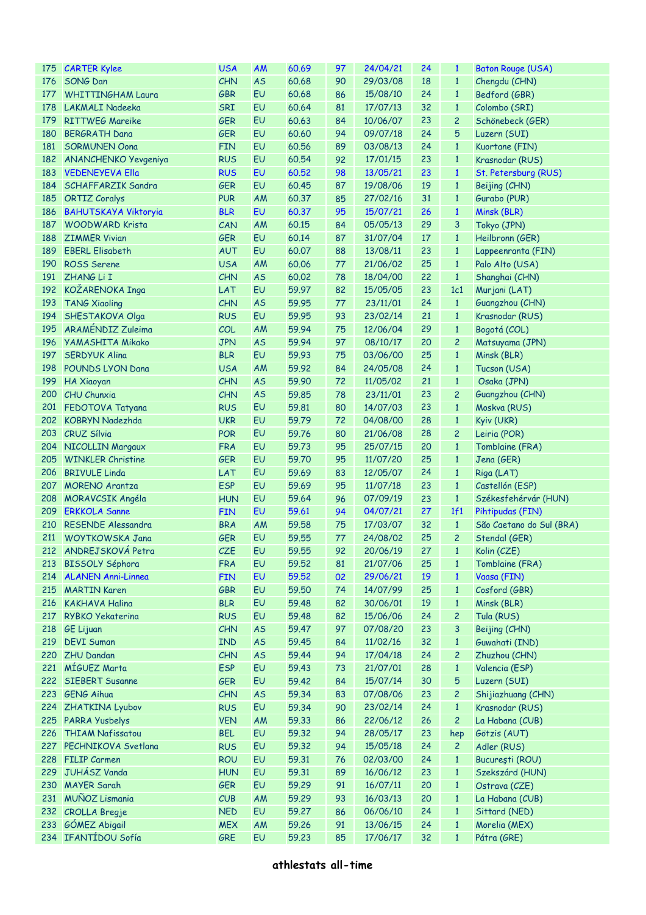| 175 | CARTER Kylee | USA | AM | 60.69 | 97 | 24/04/21 | 24 | 1 | Baton Rouge (USA) |
|---|---|---|---|---|---|---|---|---|---|
| 176 | SONG Dan | CHN | AS | 60.68 | 90 | 29/03/08 | 18 | 1 | Chengdu (CHN) |
| 177 | WHITTINGHAM Laura | GBR | EU | 60.68 | 86 | 15/08/10 | 24 | 1 | Bedford (GBR) |
| 178 | LAKMALI Nadeeka | SRI | EU | 60.64 | 81 | 17/07/13 | 32 | 1 | Colombo (SRI) |
| 179 | RITTWEG Mareike | GER | EU | 60.63 | 84 | 10/06/07 | 23 | 2 | Schönebeck (GER) |
| 180 | BERGRATH Dana | GER | EU | 60.60 | 94 | 09/07/18 | 24 | 5 | Luzern (SUI) |
| 181 | SORMUNEN Oona | FIN | EU | 60.56 | 89 | 03/08/13 | 24 | 1 | Kuortane (FIN) |
| 182 | ANANCHENKO Yevgeniya | RUS | EU | 60.54 | 92 | 17/01/15 | 23 | 1 | Krasnodar (RUS) |
| 183 | VEDENEYEVA Ella | RUS | EU | 60.52 | 98 | 13/05/21 | 23 | 1 | St. Petersburg (RUS) |
| 184 | SCHAFFARZIK Sandra | GER | EU | 60.45 | 87 | 19/08/06 | 19 | 1 | Beijing (CHN) |
| 185 | ORTIZ Coralys | PUR | AM | 60.37 | 85 | 27/02/16 | 31 | 1 | Gurabo (PUR) |
| 186 | BAHUTSKAYA Viktoryia | BLR | EU | 60.37 | 95 | 15/07/21 | 26 | 1 | Minsk (BLR) |
| 187 | WOODWARD Krista | CAN | AM | 60.15 | 84 | 05/05/13 | 29 | 3 | Tokyo (JPN) |
| 188 | ZIMMER Vivian | GER | EU | 60.14 | 87 | 31/07/04 | 17 | 1 | Heilbronn (GER) |
| 189 | EBERL Elisabeth | AUT | EU | 60.07 | 88 | 13/08/11 | 23 | 1 | Lappeenranta (FIN) |
| 190 | ROSS Serene | USA | AM | 60.06 | 77 | 21/06/02 | 25 | 1 | Palo Alto (USA) |
| 191 | ZHANG Li I | CHN | AS | 60.02 | 78 | 18/04/00 | 22 | 1 | Shanghai (CHN) |
| 192 | KOŽARENOKA Inga | LAT | EU | 59.97 | 82 | 15/05/05 | 23 | 1c1 | Murjani (LAT) |
| 193 | TANG Xiaoling | CHN | AS | 59.95 | 77 | 23/11/01 | 24 | 1 | Guangzhou (CHN) |
| 194 | SHESTAKOVA Olga | RUS | EU | 59.95 | 93 | 23/02/14 | 21 | 1 | Krasnodar (RUS) |
| 195 | ARAMÉNDIZ Zuleima | COL | AM | 59.94 | 75 | 12/06/04 | 29 | 1 | Bogotá (COL) |
| 196 | YAMASHITA Mikako | JPN | AS | 59.94 | 97 | 08/10/17 | 20 | 2 | Matsuyama (JPN) |
| 197 | SERDYUK Alina | BLR | EU | 59.93 | 75 | 03/06/00 | 25 | 1 | Minsk (BLR) |
| 198 | POUNDS LYON Dana | USA | AM | 59.92 | 84 | 24/05/08 | 24 | 1 | Tucson (USA) |
| 199 | HA Xiaoyan | CHN | AS | 59.90 | 72 | 11/05/02 | 21 | 1 | Osaka (JPN) |
| 200 | CHU Chunxia | CHN | AS | 59.85 | 78 | 23/11/01 | 23 | 2 | Guangzhou (CHN) |
| 201 | FEDOTOVA Tatyana | RUS | EU | 59.81 | 80 | 14/07/03 | 23 | 1 | Moskva (RUS) |
| 202 | KOBRYN Nadezhda | UKR | EU | 59.79 | 72 | 04/08/00 | 28 | 1 | Kyiv (UKR) |
| 203 | CRUZ Sílvia | POR | EU | 59.76 | 80 | 21/06/08 | 28 | 2 | Leiria (POR) |
| 204 | NICOLLIN Margaux | FRA | EU | 59.73 | 95 | 25/07/15 | 20 | 1 | Tomblaine (FRA) |
| 205 | WINKLER Christine | GER | EU | 59.70 | 95 | 11/07/20 | 25 | 1 | Jena (GER) |
| 206 | BRIVULE Linda | LAT | EU | 59.69 | 83 | 12/05/07 | 24 | 1 | Riga (LAT) |
| 207 | MORENO Arantza | ESP | EU | 59.69 | 95 | 11/07/18 | 23 | 1 | Castellón (ESP) |
| 208 | MORAVCSIK Angéla | HUN | EU | 59.64 | 96 | 07/09/19 | 23 | 1 | Székesfehérvár (HUN) |
| 209 | ERKKOLA Sanne | FIN | EU | 59.61 | 94 | 04/07/21 | 27 | 1f1 | Pihtipudas (FIN) |
| 210 | RESENDE Alessandra | BRA | AM | 59.58 | 75 | 17/03/07 | 32 | 1 | São Caetano do Sul (BRA) |
| 211 | WOYTKOWSKA Jana | GER | EU | 59.55 | 77 | 24/08/02 | 25 | 2 | Stendal (GER) |
| 212 | ANDREJSKOVÁ Petra | CZE | EU | 59.55 | 92 | 20/06/19 | 27 | 1 | Kolin (CZE) |
| 213 | BISSOLY Séphora | FRA | EU | 59.52 | 81 | 21/07/06 | 25 | 1 | Tomblaine (FRA) |
| 214 | ALANEN Anni-Linnea | FIN | EU | 59.52 | 02 | 29/06/21 | 19 | 1 | Vaasa (FIN) |
| 215 | MARTIN Karen | GBR | EU | 59.50 | 74 | 14/07/99 | 25 | 1 | Cosford (GBR) |
| 216 | KAKHAVA Halina | BLR | EU | 59.48 | 82 | 30/06/01 | 19 | 1 | Minsk (BLR) |
| 217 | RYBKO Yekaterina | RUS | EU | 59.48 | 82 | 15/06/06 | 24 | 2 | Tula (RUS) |
| 218 | GE Lijuan | CHN | AS | 59.47 | 97 | 07/08/20 | 23 | 3 | Beijing (CHN) |
| 219 | DEVI Suman | IND | AS | 59.45 | 84 | 11/02/16 | 32 | 1 | Guwahati (IND) |
| 220 | ZHU Dandan | CHN | AS | 59.44 | 94 | 17/04/18 | 24 | 2 | Zhuzhou (CHN) |
| 221 | MÍGUEZ Marta | ESP | EU | 59.43 | 73 | 21/07/01 | 28 | 1 | Valencia (ESP) |
| 222 | SIEBERT Susanne | GER | EU | 59.42 | 84 | 15/07/14 | 30 | 5 | Luzern (SUI) |
| 223 | GENG Aihua | CHN | AS | 59.34 | 83 | 07/08/06 | 23 | 2 | Shijiazhuang (CHN) |
| 224 | ZHATKINA Lyubov | RUS | EU | 59.34 | 90 | 23/02/14 | 24 | 1 | Krasnodar (RUS) |
| 225 | PARRA Yusbelys | VEN | AM | 59.33 | 86 | 22/06/12 | 26 | 2 | La Habana (CUB) |
| 226 | THIAM Nafissatou | BEL | EU | 59.32 | 94 | 28/05/17 | 23 | hep | Götzis (AUT) |
| 227 | PECHNIKOVA Svetlana | RUS | EU | 59.32 | 94 | 15/05/18 | 24 | 2 | Adler (RUS) |
| 228 | FILIP Carmen | ROU | EU | 59.31 | 76 | 02/03/00 | 24 | 1 | Bucureşti (ROU) |
| 229 | JUHÁSZ Vanda | HUN | EU | 59.31 | 89 | 16/06/12 | 23 | 1 | Szekszárd (HUN) |
| 230 | MAYER Sarah | GER | EU | 59.29 | 91 | 16/07/11 | 20 | 1 | Ostrava (CZE) |
| 231 | MUÑOZ Lismania | CUB | AM | 59.29 | 93 | 16/03/13 | 20 | 1 | La Habana (CUB) |
| 232 | CROLLA Bregje | NED | EU | 59.27 | 86 | 06/06/10 | 24 | 1 | Sittard (NED) |
| 233 | GÓMEZ Abigail | MEX | AM | 59.26 | 91 | 13/06/15 | 24 | 1 | Morelia (MEX) |
| 234 | IFANTÍDOU Sofía | GRE | EU | 59.23 | 85 | 17/06/17 | 32 | 1 | Pátra (GRE) |

**athlestats all-time**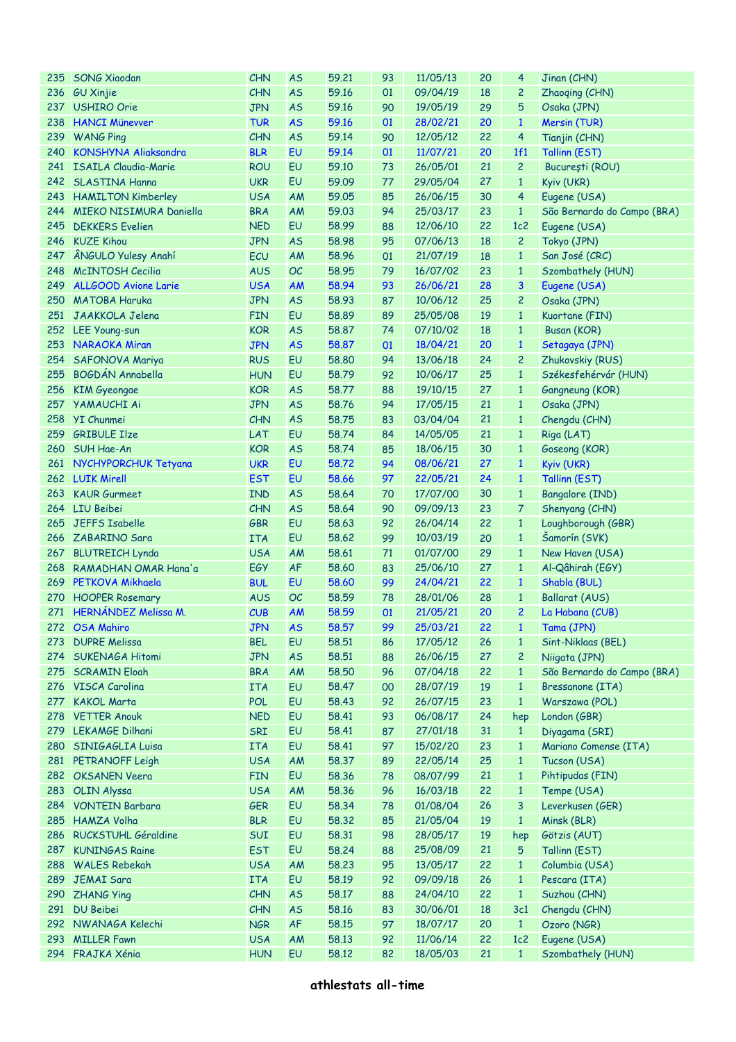| | | | | | | | | | |
|---|---|---|---|---|---|---|---|---|---|
| 235 | SONG Xiaodan | CHN | AS | 59.21 | 93 | 11/05/13 | 20 | 4 | Jinan (CHN) |
| 236 | GU Xinjie | CHN | AS | 59.16 | 01 | 09/04/19 | 18 | 2 | Zhaoqing (CHN) |
| 237 | USHIRO Orie | JPN | AS | 59.16 | 90 | 19/05/19 | 29 | 5 | Osaka (JPN) |
| 238 | HANCI Münevver | TUR | AS | 59.16 | 01 | 28/02/21 | 20 | 1 | Mersin (TUR) |
| 239 | WANG Ping | CHN | AS | 59.14 | 90 | 12/05/12 | 22 | 4 | Tianjin (CHN) |
| 240 | KONSHYNA Aliaksandra | BLR | EU | 59.14 | 01 | 11/07/21 | 20 | 1f1 | Tallinn (EST) |
| 241 | ISAILA Claudia-Marie | ROU | EU | 59.10 | 73 | 26/05/01 | 21 | 2 | Bucureşti (ROU) |
| 242 | SLASTINA Hanna | UKR | EU | 59.09 | 77 | 29/05/04 | 27 | 1 | Kyiv (UKR) |
| 243 | HAMILTON Kimberley | USA | AM | 59.05 | 85 | 26/06/15 | 30 | 4 | Eugene (USA) |
| 244 | MIEKO NISIMURA Daniella | BRA | AM | 59.03 | 94 | 25/03/17 | 23 | 1 | São Bernardo do Campo (BRA) |
| 245 | DEKKERS Evelien | NED | EU | 58.99 | 88 | 12/06/10 | 22 | 1c2 | Eugene (USA) |
| 246 | KUZE Kihou | JPN | AS | 58.98 | 95 | 07/06/13 | 18 | 2 | Tokyo (JPN) |
| 247 | ÂNGULO Yulesy Anahí | ECU | AM | 58.96 | 01 | 21/07/19 | 18 | 1 | San José (CRC) |
| 248 | McINTOSH Cecilia | AUS | OC | 58.95 | 79 | 16/07/02 | 23 | 1 | Szombathely (HUN) |
| 249 | ALLGOOD Avione Larie | USA | AM | 58.94 | 93 | 26/06/21 | 28 | 3 | Eugene (USA) |
| 250 | MATOBA Haruka | JPN | AS | 58.93 | 87 | 10/06/12 | 25 | 2 | Osaka (JPN) |
| 251 | JAAKKOLA Jelena | FIN | EU | 58.89 | 89 | 25/05/08 | 19 | 1 | Kuortane (FIN) |
| 252 | LEE Young-sun | KOR | AS | 58.87 | 74 | 07/10/02 | 18 | 1 | Busan (KOR) |
| 253 | NARAOKA Miran | JPN | AS | 58.87 | 01 | 18/04/21 | 20 | 1 | Setagaya (JPN) |
| 254 | SAFONOVA Mariya | RUS | EU | 58.80 | 94 | 13/06/18 | 24 | 2 | Zhukovskiy (RUS) |
| 255 | BOGDÁN Annabella | HUN | EU | 58.79 | 92 | 10/06/17 | 25 | 1 | Székesfehérvár (HUN) |
| 256 | KIM Gyeongae | KOR | AS | 58.77 | 88 | 19/10/15 | 27 | 1 | Gangneung (KOR) |
| 257 | YAMAUCHI Ai | JPN | AS | 58.76 | 94 | 17/05/15 | 21 | 1 | Osaka (JPN) |
| 258 | YI Chunmei | CHN | AS | 58.75 | 83 | 03/04/04 | 21 | 1 | Chengdu (CHN) |
| 259 | GRIBULE Ilze | LAT | EU | 58.74 | 84 | 14/05/05 | 21 | 1 | Riga (LAT) |
| 260 | SUH Hae-An | KOR | AS | 58.74 | 85 | 18/06/15 | 30 | 1 | Goseong (KOR) |
| 261 | NYCHYPORCHUK Tetyana | UKR | EU | 58.72 | 94 | 08/06/21 | 27 | 1 | Kyiv (UKR) |
| 262 | LUIK Mirell | EST | EU | 58.66 | 97 | 22/05/21 | 24 | 1 | Tallinn (EST) |
| 263 | KAUR Gurmeet | IND | AS | 58.64 | 70 | 17/07/00 | 30 | 1 | Bangalore (IND) |
| 264 | LIU Beibei | CHN | AS | 58.64 | 90 | 09/09/13 | 23 | 7 | Shenyang (CHN) |
| 265 | JEFFS Isabelle | GBR | EU | 58.63 | 92 | 26/04/14 | 22 | 1 | Loughborough (GBR) |
| 266 | ZABARINO Sara | ITA | EU | 58.62 | 99 | 10/03/19 | 20 | 1 | Šamorín (SVK) |
| 267 | BLUTREICH Lynda | USA | AM | 58.61 | 71 | 01/07/00 | 29 | 1 | New Haven (USA) |
| 268 | RAMADHAN OMAR Hana'a | EGY | AF | 58.60 | 83 | 25/06/10 | 27 | 1 | Al-Qâhirah (EGY) |
| 269 | PETKOVA Mikhaela | BUL | EU | 58.60 | 99 | 24/04/21 | 22 | 1 | Shabla (BUL) |
| 270 | HOOPER Rosemary | AUS | OC | 58.59 | 78 | 28/01/06 | 28 | 1 | Ballarat (AUS) |
| 271 | HERNÁNDEZ Melissa M. | CUB | AM | 58.59 | 01 | 21/05/21 | 20 | 2 | La Habana (CUB) |
| 272 | OSA Mahiro | JPN | AS | 58.57 | 99 | 25/03/21 | 22 | 1 | Tama (JPN) |
| 273 | DUPRE Melissa | BEL | EU | 58.51 | 86 | 17/05/12 | 26 | 1 | Sint-Niklaas (BEL) |
| 274 | SUKENAGA Hitomi | JPN | AS | 58.51 | 88 | 26/06/15 | 27 | 2 | Niigata (JPN) |
| 275 | SCRAMIN Eloah | BRA | AM | 58.50 | 96 | 07/04/18 | 22 | 1 | São Bernardo do Campo (BRA) |
| 276 | VISCA Carolina | ITA | EU | 58.47 | 00 | 28/07/19 | 19 | 1 | Bressanone (ITA) |
| 277 | KAKOL Marta | POL | EU | 58.43 | 92 | 26/07/15 | 23 | 1 | Warszawa (POL) |
| 278 | VETTER Anouk | NED | EU | 58.41 | 93 | 06/08/17 | 24 | hep | London (GBR) |
| 279 | LEKAMGE Dilhani | SRI | EU | 58.41 | 87 | 27/01/18 | 31 | 1 | Diyagama (SRI) |
| 280 | SINIGAGLIA Luisa | ITA | EU | 58.41 | 97 | 15/02/20 | 23 | 1 | Mariano Comense (ITA) |
| 281 | PETRANOFF Leigh | USA | AM | 58.37 | 89 | 22/05/14 | 25 | 1 | Tucson (USA) |
| 282 | OKSANEN Veera | FIN | EU | 58.36 | 78 | 08/07/99 | 21 | 1 | Pihtipudas (FIN) |
| 283 | OLIN Alyssa | USA | AM | 58.36 | 96 | 16/03/18 | 22 | 1 | Tempe (USA) |
| 284 | VONTEIN Barbara | GER | EU | 58.34 | 78 | 01/08/04 | 26 | 3 | Leverkusen (GER) |
| 285 | HAMZA Volha | BLR | EU | 58.32 | 85 | 21/05/04 | 19 | 1 | Minsk (BLR) |
| 286 | RUCKSTUHL Géraldine | SUI | EU | 58.31 | 98 | 28/05/17 | 19 | hep | Götzis (AUT) |
| 287 | KUNINGAS Raine | EST | EU | 58.24 | 88 | 25/08/09 | 21 | 5 | Tallinn (EST) |
| 288 | WALES Rebekah | USA | AM | 58.23 | 95 | 13/05/17 | 22 | 1 | Columbia (USA) |
| 289 | JEMAI Sara | ITA | EU | 58.19 | 92 | 09/09/18 | 26 | 1 | Pescara (ITA) |
| 290 | ZHANG Ying | CHN | AS | 58.17 | 88 | 24/04/10 | 22 | 1 | Suzhou (CHN) |
| 291 | DU Beibei | CHN | AS | 58.16 | 83 | 30/06/01 | 18 | 3c1 | Chengdu (CHN) |
| 292 | NWANAGA Kelechi | NGR | AF | 58.15 | 97 | 18/07/17 | 20 | 1 | Ozoro (NGR) |
| 293 | MILLER Fawn | USA | AM | 58.13 | 92 | 11/06/14 | 22 | 1c2 | Eugene (USA) |
| 294 | FRAJKA Xénia | HUN | EU | 58.12 | 82 | 18/05/03 | 21 | 1 | Szombathely (HUN) |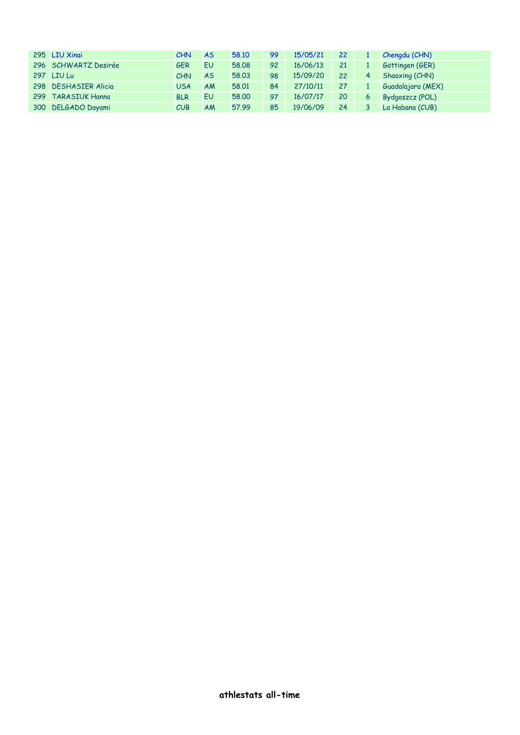| | | | | | | | | | |
|---|---|---|---|---|---|---|---|---|---|
| 295 | LIU Xinai | CHN | AS | 58.10 | 99 | 15/05/21 | 22 | 1 | Chengdu (CHN) |
| 296 | SCHWARTZ Desirée | GER | EU | 58.08 | 92 | 16/06/13 | 21 | 1 | Göttingen (GER) |
| 297 | LIU Lu | CHN | AS | 58.03 | 98 | 15/09/20 | 22 | 4 | Shaoxing (CHN) |
| 298 | DESHASIER Alicia | USA | AM | 58.01 | 84 | 27/10/11 | 27 | 1 | Guadalajara (MEX) |
| 299 | TARASIUK Hanna | BLR | EU | 58.00 | 97 | 16/07/17 | 20 | 6 | Bydgoszcz (POL) |
| 300 | DELGADO Dayami | CUB | AM | 57.99 | 85 | 19/06/09 | 24 | 3 | La Habana (CUB) |

**athlestats all-time**